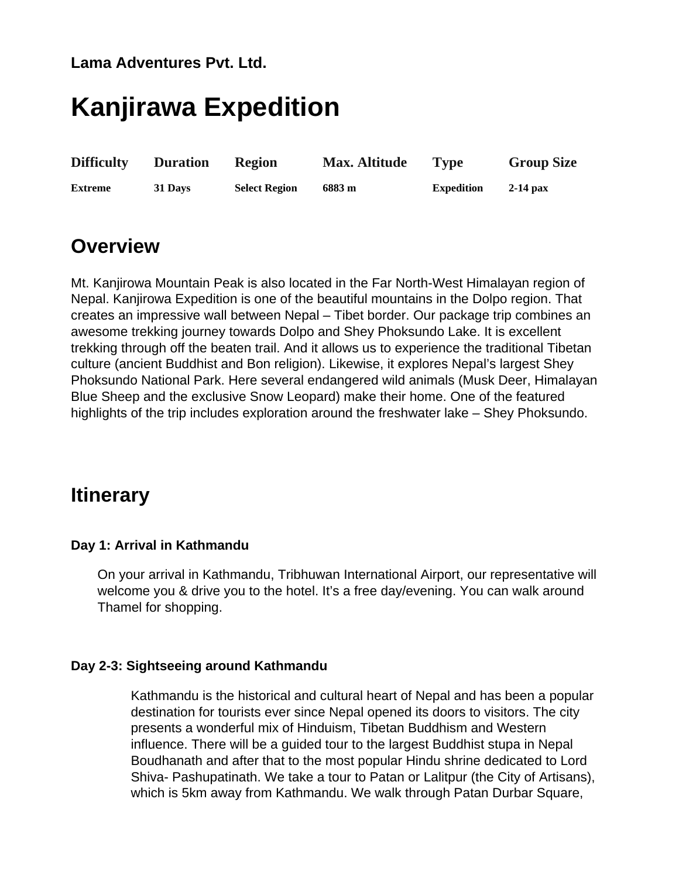**Lama Adventures Pvt. Ltd.**

# Kanjirawa Expedition

| Difficulty | Duration | Region | Max. Altitude | Type | Group Size |
|---|---|---|---|---|---|
| Extreme | 31 Days | Select Region | 6883 m | Expedition | 2-14 pax |

## Overview

Mt. Kanjirowa Mountain Peak is also located in the Far North-West Himalayan region of Nepal. Kanjirowa Expedition is one of the beautiful mountains in the Dolpo region. That creates an impressive wall between Nepal – Tibet border. Our package trip combines an awesome trekking journey towards Dolpo and Shey Phoksundo Lake. It is excellent trekking through off the beaten trail. And it allows us to experience the traditional Tibetan culture (ancient Buddhist and Bon religion). Likewise, it explores Nepal's largest Shey Phoksundo National Park. Here several endangered wild animals (Musk Deer, Himalayan Blue Sheep and the exclusive Snow Leopard) make their home. One of the featured highlights of the trip includes exploration around the freshwater lake – Shey Phoksundo.

## Itinerary

#### Day 1: Arrival in Kathmandu

On your arrival in Kathmandu, Tribhuwan International Airport, our representative will welcome you & drive you to the hotel. It's a free day/evening. You can walk around Thamel for shopping.

#### Day 2-3: Sightseeing around Kathmandu

Kathmandu is the historical and cultural heart of Nepal and has been a popular destination for tourists ever since Nepal opened its doors to visitors. The city presents a wonderful mix of Hinduism, Tibetan Buddhism and Western influence. There will be a guided tour to the largest Buddhist stupa in Nepal Boudhanath and after that to the most popular Hindu shrine dedicated to Lord Shiva- Pashupatinath. We take a tour to Patan or Lalitpur (the City of Artisans), which is 5km away from Kathmandu. We walk through Patan Durbar Square,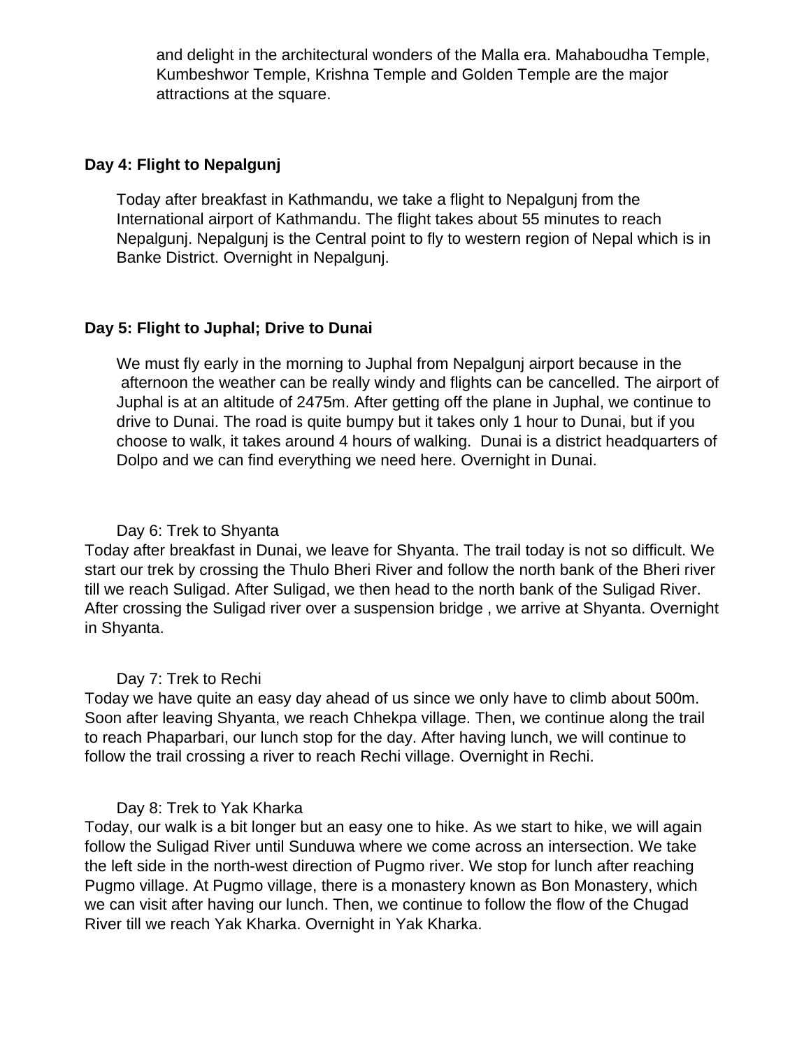and delight in the architectural wonders of the Malla era. Mahaboudha Temple, Kumbeshwor Temple, Krishna Temple and Golden Temple are the major attractions at the square.

**Day 4: Flight to Nepalgunj**

Today after breakfast in Kathmandu, we take a flight to Nepalgunj from the International airport of Kathmandu. The flight takes about 55 minutes to reach Nepalgunj. Nepalgunj is the Central point to fly to western region of Nepal which is in Banke District. Overnight in Nepalgunj.

**Day 5: Flight to Juphal; Drive to Dunai**

We must fly early in the morning to Juphal from Nepalgunj airport because in the afternoon the weather can be really windy and flights can be cancelled. The airport of Juphal is at an altitude of 2475m. After getting off the plane in Juphal, we continue to drive to Dunai. The road is quite bumpy but it takes only 1 hour to Dunai, but if you choose to walk, it takes around 4 hours of walking. Dunai is a district headquarters of Dolpo and we can find everything we need here. Overnight in Dunai.

Day 6: Trek to Shyanta

Today after breakfast in Dunai, we leave for Shyanta. The trail today is not so difficult. We start our trek by crossing the Thulo Bheri River and follow the north bank of the Bheri river till we reach Suligad. After Suligad, we then head to the north bank of the Suligad River. After crossing the Suligad river over a suspension bridge , we arrive at Shyanta. Overnight in Shyanta.

Day 7: Trek to Rechi

Today we have quite an easy day ahead of us since we only have to climb about 500m. Soon after leaving Shyanta, we reach Chhekpa village. Then, we continue along the trail to reach Phaparbari, our lunch stop for the day. After having lunch, we will continue to follow the trail crossing a river to reach Rechi village. Overnight in Rechi.

Day 8: Trek to Yak Kharka

Today, our walk is a bit longer but an easy one to hike. As we start to hike, we will again follow the Suligad River until Sunduwa where we come across an intersection. We take the left side in the north-west direction of Pugmo river. We stop for lunch after reaching Pugmo village. At Pugmo village, there is a monastery known as Bon Monastery, which we can visit after having our lunch. Then, we continue to follow the flow of the Chugad River till we reach Yak Kharka. Overnight in Yak Kharka.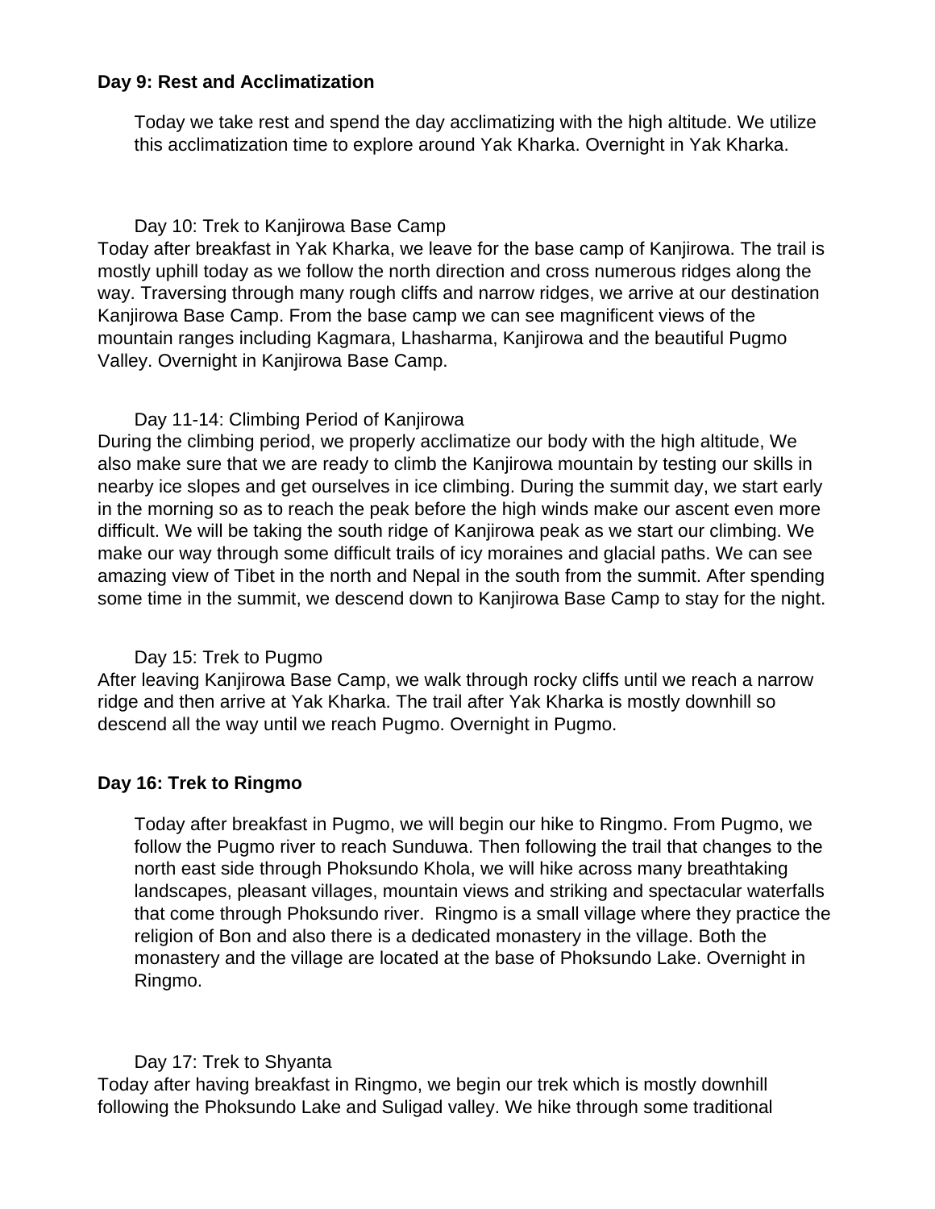**Day 9: Rest and Acclimatization**

Today we take rest and spend the day acclimatizing with the high altitude. We utilize this acclimatization time to explore around Yak Kharka. Overnight in Yak Kharka.

Day 10: Trek to Kanjirowa Base Camp

Today after breakfast in Yak Kharka, we leave for the base camp of Kanjirowa. The trail is mostly uphill today as we follow the north direction and cross numerous ridges along the way. Traversing through many rough cliffs and narrow ridges, we arrive at our destination Kanjirowa Base Camp. From the base camp we can see magnificent views of the mountain ranges including Kagmara, Lhasharma, Kanjirowa and the beautiful Pugmo Valley. Overnight in Kanjirowa Base Camp.

Day 11-14: Climbing Period of Kanjirowa

During the climbing period, we properly acclimatize our body with the high altitude, We also make sure that we are ready to climb the Kanjirowa mountain by testing our skills in nearby ice slopes and get ourselves in ice climbing. During the summit day, we start early in the morning so as to reach the peak before the high winds make our ascent even more difficult. We will be taking the south ridge of Kanjirowa peak as we start our climbing. We make our way through some difficult trails of icy moraines and glacial paths. We can see amazing view of Tibet in the north and Nepal in the south from the summit. After spending some time in the summit, we descend down to Kanjirowa Base Camp to stay for the night.

Day 15: Trek to Pugmo

After leaving Kanjirowa Base Camp, we walk through rocky cliffs until we reach a narrow ridge and then arrive at Yak Kharka. The trail after Yak Kharka is mostly downhill so descend all the way until we reach Pugmo. Overnight in Pugmo.

**Day 16: Trek to Ringmo**

Today after breakfast in Pugmo, we will begin our hike to Ringmo. From Pugmo, we follow the Pugmo river to reach Sunduwa. Then following the trail that changes to the north east side through Phoksundo Khola, we will hike across many breathtaking landscapes, pleasant villages, mountain views and striking and spectacular waterfalls that come through Phoksundo river. Ringmo is a small village where they practice the religion of Bon and also there is a dedicated monastery in the village. Both the monastery and the village are located at the base of Phoksundo Lake. Overnight in Ringmo.

Day 17: Trek to Shyanta

Today after having breakfast in Ringmo, we begin our trek which is mostly downhill following the Phoksundo Lake and Suligad valley. We hike through some traditional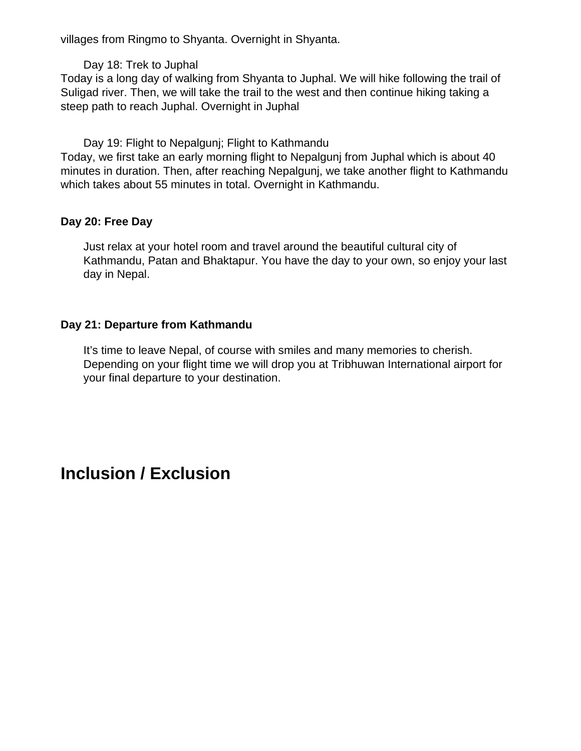villages from Ringmo to Shyanta. Overnight in Shyanta.

Day 18: Trek to Juphal

Today is a long day of walking from Shyanta to Juphal. We will hike following the trail of Suligad river. Then, we will take the trail to the west and then continue hiking taking a steep path to reach Juphal. Overnight in Juphal

Day 19: Flight to Nepalgunj; Flight to Kathmandu

Today, we first take an early morning flight to Nepalgunj from Juphal which is about 40 minutes in duration. Then, after reaching Nepalgunj, we take another flight to Kathmandu which takes about 55 minutes in total. Overnight in Kathmandu.

**Day 20: Free Day**

Just relax at your hotel room and travel around the beautiful cultural city of Kathmandu, Patan and Bhaktapur. You have the day to your own, so enjoy your last day in Nepal.

**Day 21: Departure from Kathmandu**

It's time to leave Nepal, of course with smiles and many memories to cherish. Depending on your flight time we will drop you at Tribhuwan International airport for your final departure to your destination.

# Inclusion / Exclusion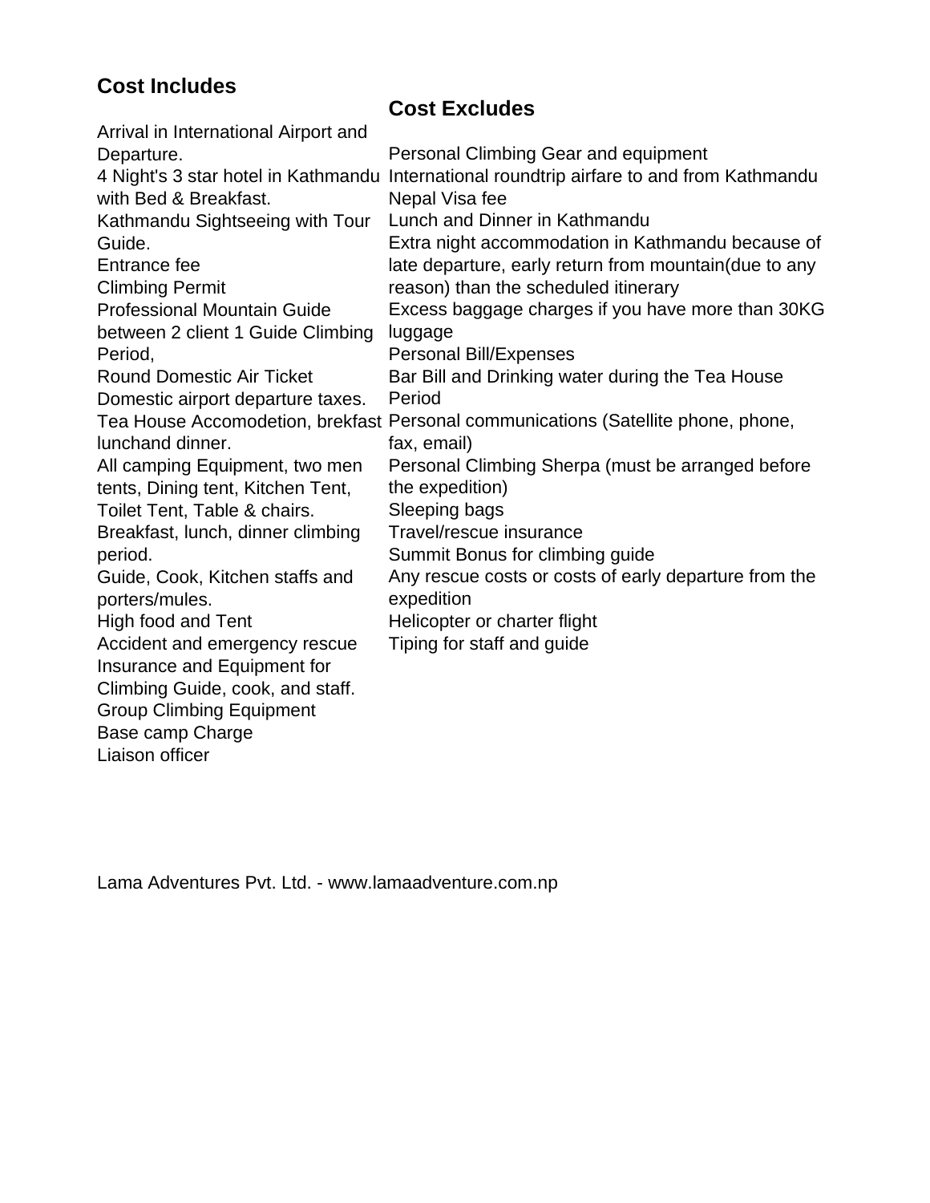## Cost Includes

- Arrival in International Airport and Departure.
- 4 Night's 3 star hotel in Kathmandu with Bed & Breakfast.
- Kathmandu Sightseeing with Tour Guide.
- Entrance fee
- Climbing Permit
- Professional Mountain Guide between 2 client 1 Guide Climbing Period,
- Round Domestic Air Ticket
- Domestic airport departure taxes.
- Tea House Accomodetion, brekfast lunchand dinner.
- All camping Equipment, two men tents, Dining tent, Kitchen Tent, Toilet Tent, Table & chairs.
- Breakfast, lunch, dinner climbing period.
- Guide, Cook, Kitchen staffs and porters/mules.
- High food and Tent
- Accident and emergency rescue Insurance and Equipment for Climbing Guide, cook, and staff.
- Group Climbing Equipment
- Base camp Charge
- Liaison officer

## Cost Excludes

- Personal Climbing Gear and equipment
- International roundtrip airfare to and from Kathmandu
- Nepal Visa fee
- Lunch and Dinner in Kathmandu
- Extra night accommodation in Kathmandu because of late departure, early return from mountain(due to any reason) than the scheduled itinerary
- Excess baggage charges if you have more than 30KG luggage
- Personal Bill/Expenses
- Bar Bill and Drinking water during the Tea House Period
- Personal communications (Satellite phone, phone, fax, email)
- Personal Climbing Sherpa (must be arranged before the expedition)
- Sleeping bags
- Travel/rescue insurance
- Summit Bonus for climbing guide
- Any rescue costs or costs of early departure from the expedition
- Helicopter or charter flight
- Tiping for staff and guide

Lama Adventures Pvt. Ltd. - www.lamaadventure.com.np